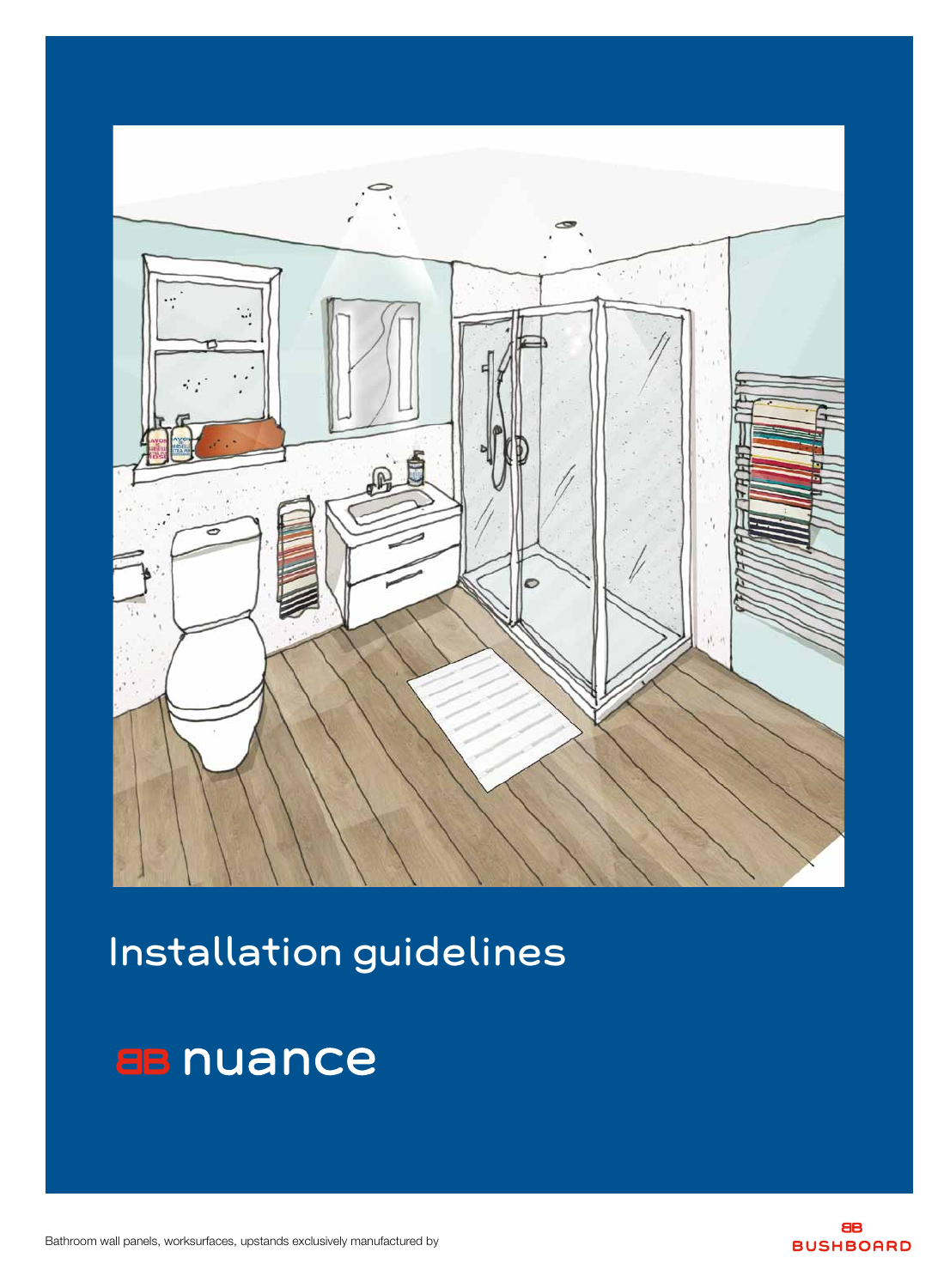# Installation guidelines

## nuance

Bathroom wall panels, worksurfaces, upstands exclusively manufactured by

BUSHBOARD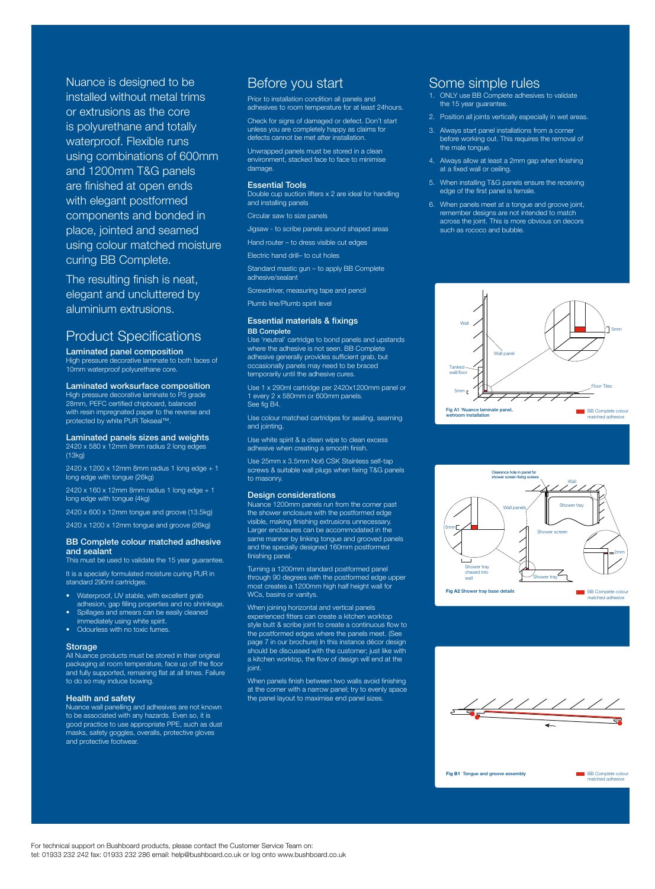Nuance is designed to be installed without metal trims or extrusions as the core is polyurethane and totally waterproof. Flexible runs using combinations of 600mm and 1200mm T&G panels are finished at open ends with elegant postformed components and bonded in place, jointed and seamed using colour matched moisture curing BB Complete.

The resulting finish is neat, elegant and uncluttered by aluminium extrusions.

## Product Specifications

### Laminated panel composition

High pressure decorative laminate to both faces of 10mm waterproof polyurethane core.

### Laminated worksurface composition

High pressure decorative laminate to P3 grade 28mm, PEFC certified chipboard, balanced with resin impregnated paper to the reverse and protected by white PUR Tekseal™.

### Laminated panels sizes and weights

2420 x 580 x 12mm 8mm radius 2 long edges (13kg)

2420 x 1200 x 12mm 8mm radius 1 long edge + 1 long edge with tongue (26kg)

2420 x 160 x 12mm 8mm radius 1 long edge + 1 long edge with tongue (4kg)

2420 x 600 x 12mm tongue and groove (13.5kg)

2420 x 1200 x 12mm tongue and groove (26kg)

### BB Complete colour matched adhesive and sealant

This must be used to validate the 15 year guarantee.

It is a specially formulated moisture curing PUR in standard 290ml cartridges.

- Waterproof, UV stable, with excellent grab adhesion, gap filling properties and no shrinkage.
- Spillages and smears can be easily cleaned immediately using white spirit.
- Odourless with no toxic fumes.

### Storage

All Nuance products must be stored in their original packaging at room temperature, face up off the floor and fully supported, remaining flat at all times. Failure to do so may induce bowing.

### Health and safety

Nuance wall panelling and adhesives are not known to be associated with any hazards. Even so, it is good practice to use appropriate PPE, such as dust masks, safety goggles, overalls, protective gloves and protective footwear.

## Before you start

Prior to installation condition all panels and adhesives to room temperature for at least 24hours.

Check for signs of damaged or defect. Don't start unless you are completely happy as claims for defects cannot be met after installation.

Unwrapped panels must be stored in a clean environment, stacked face to face to minimise damage.

### Essential Tools

Double cup suction lifters x 2 are ideal for handling and installing panels

Circular saw to size panels

Jigsaw - to scribe panels around shaped areas

Hand router – to dress visible cut edges

Electric hand drill– to cut holes

Standard mastic gun – to apply BB Complete adhesive/sealant

Screwdriver, measuring tape and pencil

Plumb line/Plumb spirit level

### Essential materials & fixings

**BB Complete**

Use 'neutral' cartridge to bond panels and upstands where the adhesive is not seen. BB Complete adhesive generally provides sufficient grab, but occasionally panels may need to be braced temporarily until the adhesive cures.

Use 1 x 290ml cartridge per 2420x1200mm panel or 1 every 2 x 580mm or 600mm panels. See fig B4.

Use colour matched cartridges for sealing, seaming and jointing.

Use white spirit & a clean wipe to clean excess adhesive when creating a smooth finish.

Use 25mm x 3.5mm No6 CSK Stainless self-tap screws & suitable wall plugs when fixing T&G panels to masonry.

### Design considerations

Nuance 1200mm panels run from the corner past the shower enclosure with the postformed edge visible, making finishing extrusions unnecessary. Larger enclosures can be accommodated in the same manner by linking tongue and grooved panels and the specially designed 160mm postformed finishing panel.

Turning a 1200mm standard postformed panel through 90 degrees with the postformed edge upper most creates a 1200mm high half height wall for WCs, basins or vanitys.

When joining horizontal and vertical panels experienced fitters can create a kitchen worktop style butt & scribe joint to create a continuous flow to the postformed edges where the panels meet. (See page 7 in our brochure) In this instance décor design should be discussed with the customer; just like with a kitchen worktop, the flow of design will end at the joint.

When panels finish between two walls avoid finishing at the corner with a narrow panel; try to evenly space the panel layout to maximise end panel sizes.

## Some simple rules

1. ONLY use BB Complete adhesives to validate the 15 year guarantee.
2. Position all joints vertically especially in wet areas.
3. Always start panel installations from a corner before working out. This requires the removal of the male tongue.
4. Always allow at least a 2mm gap when finishing at a fixed wall or ceiling.
5. When installing T&G panels ensure the receiving edge of the first panel is female.
6. When panels meet at a tongue and groove joint, remember designs are not intended to match across the joint. This is more obvious on decors such as rococo and bubble.

Wall, Wall panel, Tanked wall/floor, 5mm, Floor Tiles, 5mm

Fig A1 'Nuance laminate panel, wetroom installation — BB Complete colour matched adhesive

Clearance hole in panel for shower screen fixing screws, Wall, Wall panels, Shower tray, 5mm, Shower screen, 2mm, Shower tray chased into wall, Shower tray

Fig A2 Shower tray base details — BB Complete colour matched adhesive

Fig B1 Tongue and groove assembly — BB Complete colour matched adhesive

For technical support on Bushboard products, please contact the Customer Service Team on:
tel: 01933 232 242 fax: 01933 232 286 email: help@bushboard.co.uk or log onto www.bushboard.co.uk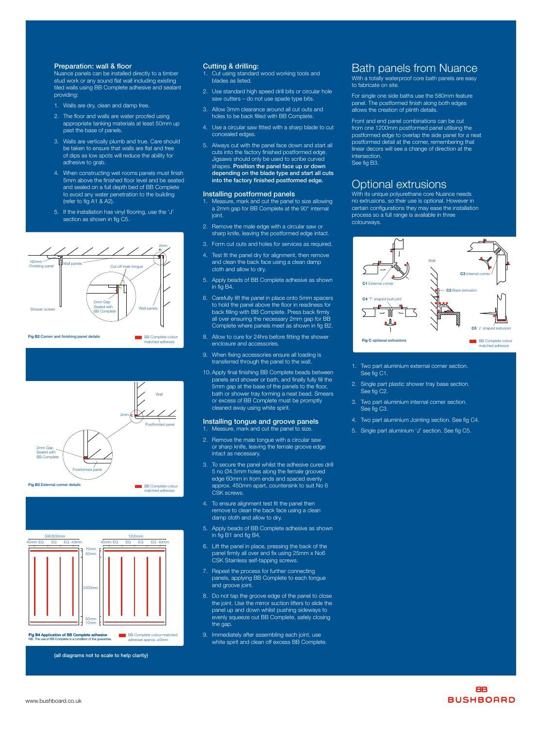## Preparation: wall & floor

Nuance panels can be installed directly to a timber stud work or any sound flat wall including existing tiled walls using BB Complete adhesive and sealant providing:

1. Walls are dry, clean and damp free.
2. The floor and walls are water proofed using appropriate tanking materials at least 50mm up past the base of panels.
3. Walls are vertically plumb and true. Care should be taken to ensure that walls are flat and free of dips as low spots will reduce the ability for adhesive to grab.
4. When constructing wet rooms panels must finish 5mm above the finished floor level and be seated and sealed on a full depth bed of BB Complete to avoid any water penetration to the building (refer to fig A1 & A2).
5. If the installation has vinyl flooring, use the 'J' section as shown in fig C5.

160mm Finishing panel · Wall panels · Cut off male tongue · 2mm · 2mm Gap Sealed with BB Complete · Shower screen · Wall panels

**Fig B2 Corner and finishing panel details** — BB Complete colour matched adhesive

Wall · 2mm · Postformed panel · 2mm Gap Sealed with BB Complete · Postformed panel

**Fig B3 External corner details** — BB Complete colour matched adhesive

580/600mm: 40mm EQ EQ EQ 40mm · 1200mm: 40mm EQ EQ EQ EQ 40mm · 10mm · 50mm · 2300mm · 50mm · 10mm

**Fig B4 Application of BB Complete adhesive**
NB. The use of BB Complete is a condition of the guarantee. — BB Complete colour matched adhesive approx. ø3mm

(all diagrams not to scale to help clarity)

## Cutting & drilling:

1. Cut using standard wood working tools and blades as listed.
2. Use standard high speed drill bits or circular hole saw cutters – do not use spade type bits.
3. Allow 3mm clearance around all cut outs and holes to be back filled with BB Complete.
4. Use a circular saw fitted with a sharp blade to cut concealed edges.
5. Always cut with the panel face down and start all cuts into the factory finished postformed edge. Jigsaws should only be used to scribe curved shapes. **Position the panel face up or down depending on the blade type and start all cuts into the factory finished postformed edge.**

## Installing postformed panels

1. Measure, mark and cut the panel to size allowing a 2mm gap for BB Complete at the 90° internal joint.
2. Remove the male edge with a circular saw or sharp knife, leaving the postformed edge intact.
3. Form cut outs and holes for services as required.
4. Test fit the panel dry for alignment, then remove and clean the back face using a clean damp cloth and allow to dry.
5. Apply beads of BB Complete adhesive as shown in fig B4.
6. Carefully lift the panel in place onto 5mm spacers to hold the panel above the floor in readiness for back filling with BB Complete. Press back firmly all over ensuring the necessary 2mm gap for BB Complete where panels meet as shown in fig B2.
7. Allow to cure for 24hrs before fitting the shower enclosure and accessories.
8. When fixing accessories ensure all loading is transferred through the panel to the wall.
9. Apply final finishing BB Complete beads between panels and shower or bath, and finally fully fill the 5mm gap at the base of the panels to the floor, bath or shower tray forming a neat bead. Smears or excess of BB Complete must be promptly cleaned away using white spirit.

## Installing tongue and groove panels

1. Measure, mark and cut the panel to size.
2. Remove the male tongue with a circular saw or sharp knife, leaving the female groove edge intact as necessary.
3. To secure the panel whilst the adhesive cures drill 5 no Ø4.5mm holes along the female grooved edge 60mm in from ends and spaced evenly approx. 450mm apart, countersink to suit No 6 CSK screws.
4. To ensure alignment test fit the panel then remove to clean the back face using a clean damp cloth and allow to dry.
5. Apply beads of BB Complete adhesive as shown in fig B1 and fig B4.
6. Lift the panel in place, pressing the back of the panel firmly all over and fix using 25mm x No6 CSK Stainless self-tapping screws.
7. Repeat the process for further connecting panels, applying BB Complete to each tongue and groove joint.
8. Do not tap the groove edge of the panel to close the joint. Use the mirror suction lifters to slide the panel up and down whilst pushing sideways to evenly squeeze out BB Complete, safely closing the gap.
9. Immediately after assembling each joint, use white spirit and clean off excess BB Complete.

# Bath panels from Nuance

With a totally waterproof core bath panels are easy to fabricate on site.

For single one side baths use the 580mm feature panel. The postformed finish along both edges allows the creation of plinth details.

Front and end panel combinations can be cut from one 1200mm postformed panel utilising the postformed edge to overlap the side panel for a neat postformed detail at the corner, remembering that linear decors will see a change of direction at the intersection.
See fig B3.

# Optional extrusions

With its unique polyurethane core Nuance needs no extrusions, so their use is optional. However in certain configurations they may ease the installation process so a full range is available in three colourways.

**C1** External corner · Wall · **C3** Internal corner · **C2** Base extrusion · **C4** 'T' shaped butt joint · **C5** 'J' shaped extrusion

**Fig C optional extrusions** — BB Complete colour matched adhesive

1. Two part aluminium external corner section. See fig C1.
2. Single part plastic shower tray base section. See fig C2.
3. Two part aluminium internal corner section. See fig C3.
4. Two part aluminium Jointing section. See fig C4.
5. Single part aluminium 'J' section. See fig C5.

www.bushboard.co.uk

BUSHBOARD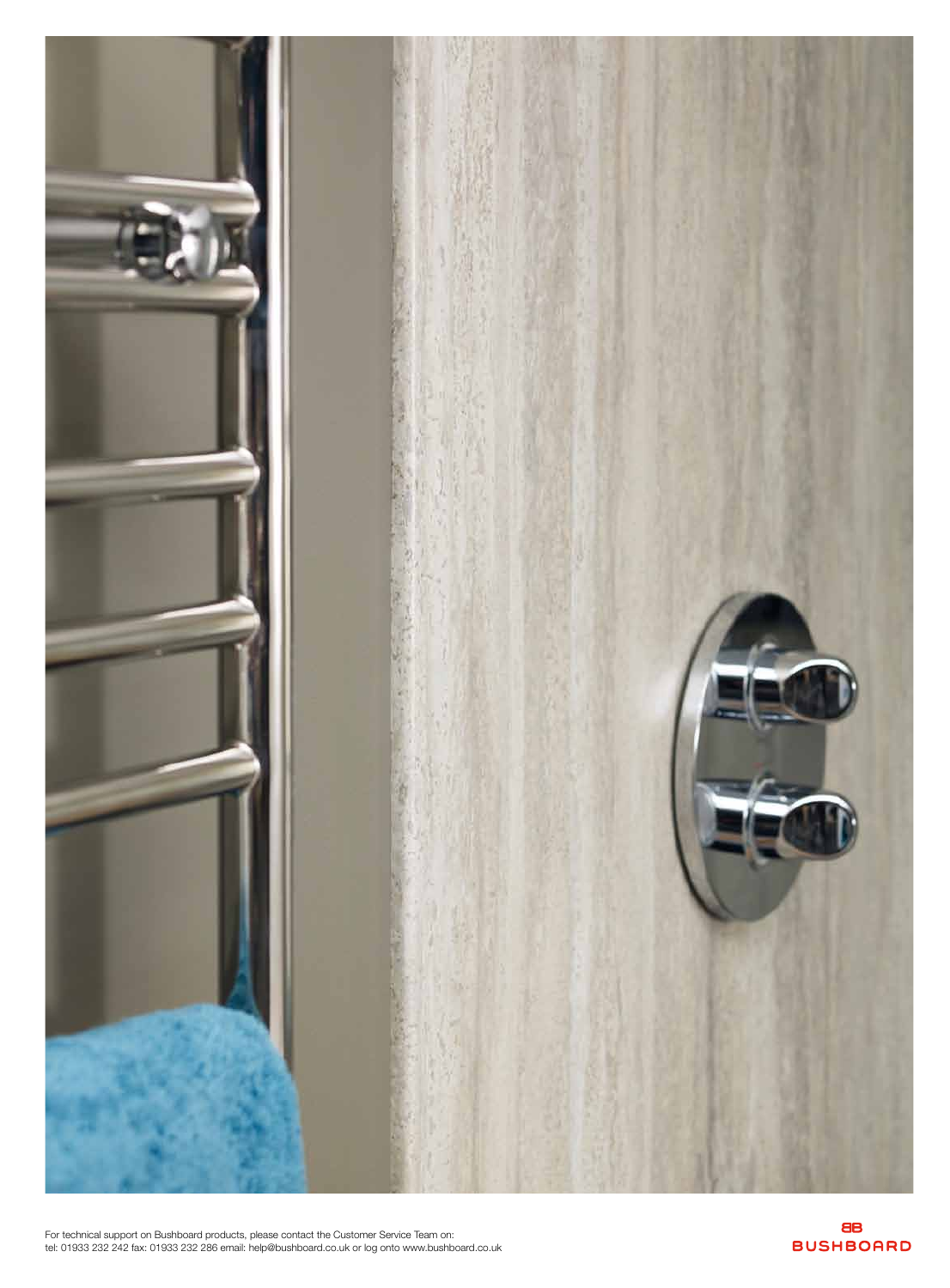For technical support on Bushboard products, please contact the Customer Service Team on:
tel: 01933 232 242 fax: 01933 232 286 email: help@bushboard.co.uk or log onto www.bushboard.co.uk

BUSHBOARD